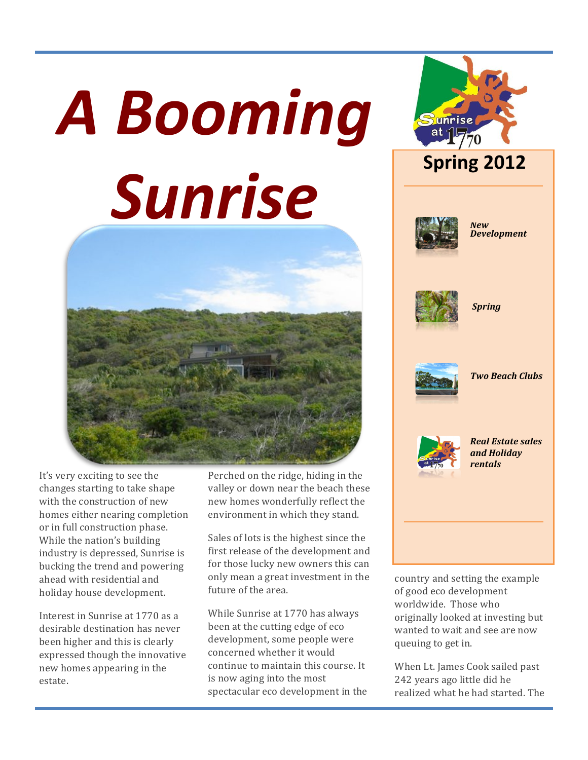# A Booming Sunrise

Sunrise at 1770

**Spring 2012**

*New Development*

*Spring*

*Two Beach Clubs*

*Real Estate sales and Holiday rentals*

It's very exciting to see the changes starting to take shape with the construction of new homes either nearing completion or in full construction phase. While the nation's building industry is depressed, Sunrise is bucking the trend and powering ahead with residential and holiday house development.

Interest in Sunrise at 1770 as a desirable destination has never been higher and this is clearly expressed though the innovative new homes appearing in the estate.

Perched on the ridge, hiding in the valley or down near the beach these new homes wonderfully reflect the environment in which they stand.

Sales of lots is the highest since the first release of the development and for those lucky new owners this can only mean a great investment in the future of the area.

While Sunrise at 1770 has always been at the cutting edge of eco development, some people were concerned whether it would continue to maintain this course. It is now aging into the most spectacular eco development in the country and setting the example of good eco development worldwide. Those who originally looked at investing but wanted to wait and see are now queuing to get in.

When Lt. James Cook sailed past 242 years ago little did he realized what he had started. The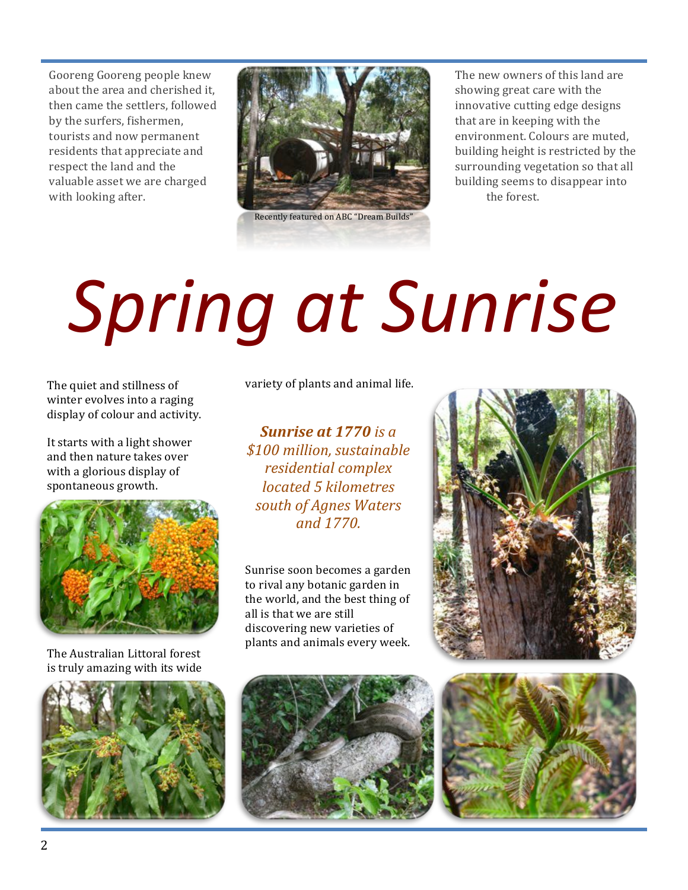Gooreng Gooreng people knew about the area and cherished it, then came the settlers, followed by the surfers, fishermen, tourists and now permanent residents that appreciate and respect the land and the valuable asset we are charged with looking after.

Recently featured on ABC "Dream Builds"

The new owners of this land are showing great care with the innovative cutting edge designs that are in keeping with the environment. Colours are muted, building height is restricted by the surrounding vegetation so that all building seems to disappear into the forest.

# *Spring at Sunrise*

The quiet and stillness of winter evolves into a raging display of colour and activity.

It starts with a light shower and then nature takes over with a glorious display of spontaneous growth.

The Australian Littoral forest is truly amazing with its wide variety of plants and animal life.

***Sunrise at 1770** is a $100 million, sustainable residential complex located 5 kilometres south of Agnes Waters and 1770.*

Sunrise soon becomes a garden to rival any botanic garden in the world, and the best thing of all is that we are still discovering new varieties of plants and animals every week.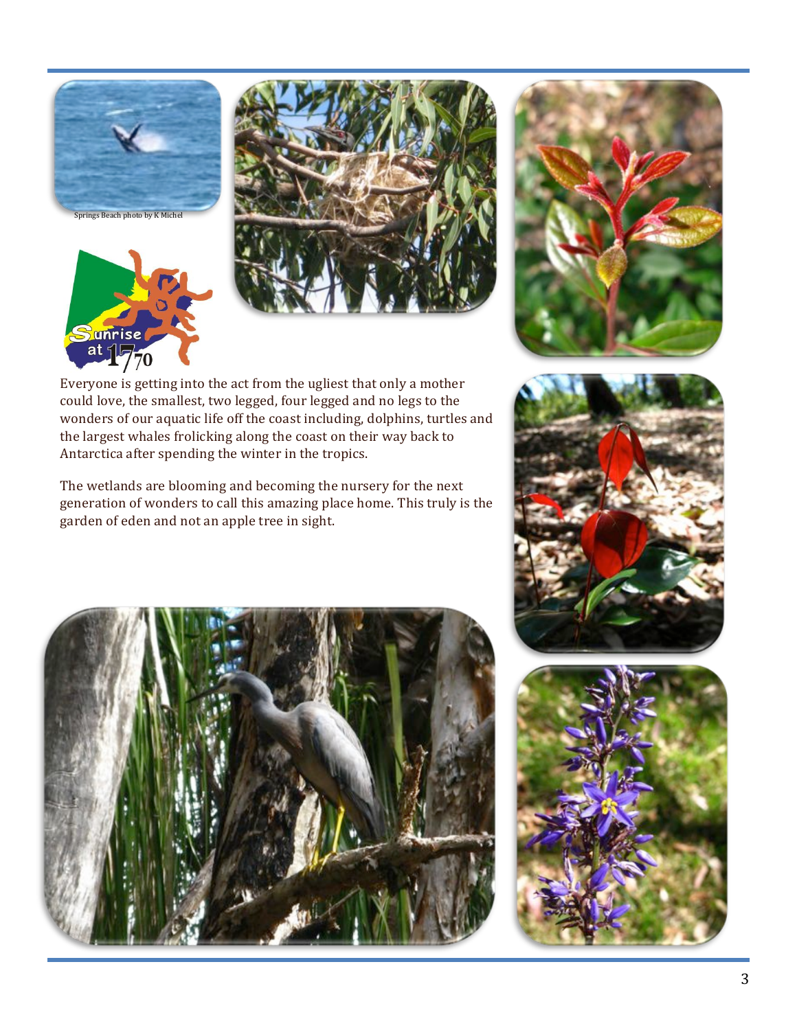Springs Beach photo by K Michel

Everyone is getting into the act from the ugliest that only a mother could love, the smallest, two legged, four legged and no legs to the wonders of our aquatic life off the coast including, dolphins, turtles and the largest whales frolicking along the coast on their way back to Antarctica after spending the winter in the tropics.

The wetlands are blooming and becoming the nursery for the next generation of wonders to call this amazing place home. This truly is the garden of eden and not an apple tree in sight.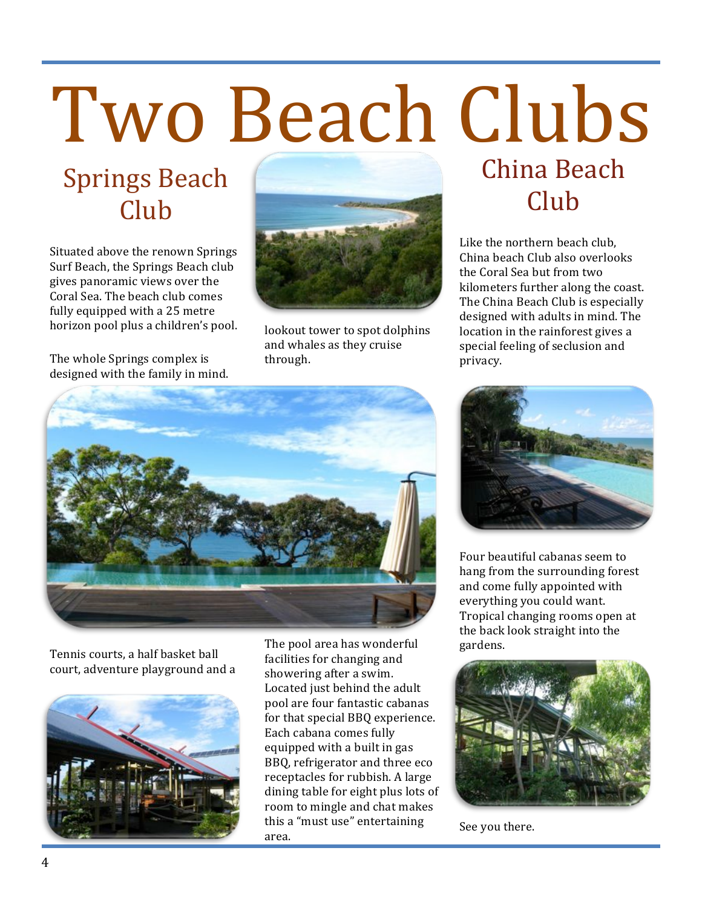# Two Beach Clubs

## Springs Beach Club

Situated above the renown Springs Surf Beach, the Springs Beach club gives panoramic views over the Coral Sea. The beach club comes fully equipped with a 25 metre horizon pool plus a children's pool.

The whole Springs complex is designed with the family in mind. Tennis courts, a half basket ball court, adventure playground and a lookout tower to spot dolphins and whales as they cruise through.

The pool area has wonderful facilities for changing and showering after a swim. Located just behind the adult pool are four fantastic cabanas for that special BBQ experience. Each cabana comes fully equipped with a built in gas BBQ, refrigerator and three eco receptacles for rubbish. A large dining table for eight plus lots of room to mingle and chat makes this a "must use" entertaining area.

## China Beach Club

Like the northern beach club, China beach Club also overlooks the Coral Sea but from two kilometers further along the coast. The China Beach Club is especially designed with adults in mind. The location in the rainforest gives a special feeling of seclusion and privacy.

Four beautiful cabanas seem to hang from the surrounding forest and come fully appointed with everything you could want. Tropical changing rooms open at the back look straight into the gardens.

See you there.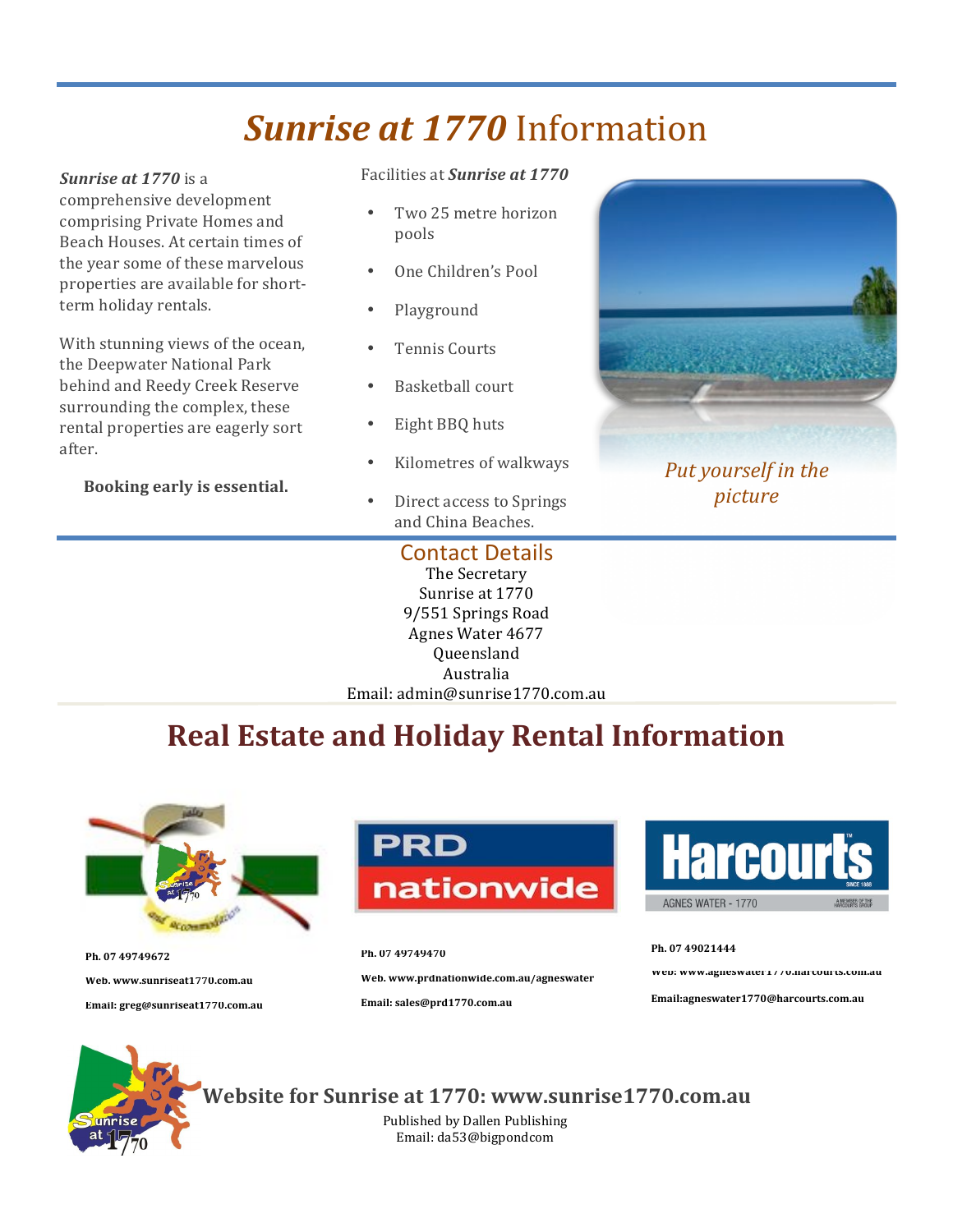# *Sunrise at 1770* Information

***Sunrise at 1770*** is a comprehensive development comprising Private Homes and Beach Houses. At certain times of the year some of these marvelous properties are available for short-term holiday rentals.

With stunning views of the ocean, the Deepwater National Park behind and Reedy Creek Reserve surrounding the complex, these rental properties are eagerly sort after.

**Booking early is essential.**

Facilities at ***Sunrise at 1770***

- Two 25 metre horizon pools
- One Children's Pool
- Playground
- Tennis Courts
- Basketball court
- Eight BBQ huts
- Kilometres of walkways
- Direct access to Springs and China Beaches.

*Put yourself in the picture*

## Contact Details

The Secretary
Sunrise at 1770
9/551 Springs Road
Agnes Water 4677
Queensland
Australia
Email: admin@sunrise1770.com.au

# Real Estate and Holiday Rental Information

**Ph. 07 49749672**

**Web. www.sunriseat1770.com.au**

**Email: greg@sunriseat1770.com.au**

PRD nationwide

**Ph. 07 49749470**

**Web. www.prdnationwide.com.au/agneswater**

**Email: sales@prd1770.com.au**

Harcourts AGNES WATER - 1770

**Ph. 07 49021444**

**Web: www.agneswater1770.harcourts.com.au**

**Email:agneswater1770@harcourts.com.au**

## Website for Sunrise at 1770: www.sunrise1770.com.au

Published by Dallen Publishing
Email: da53@bigpondcom